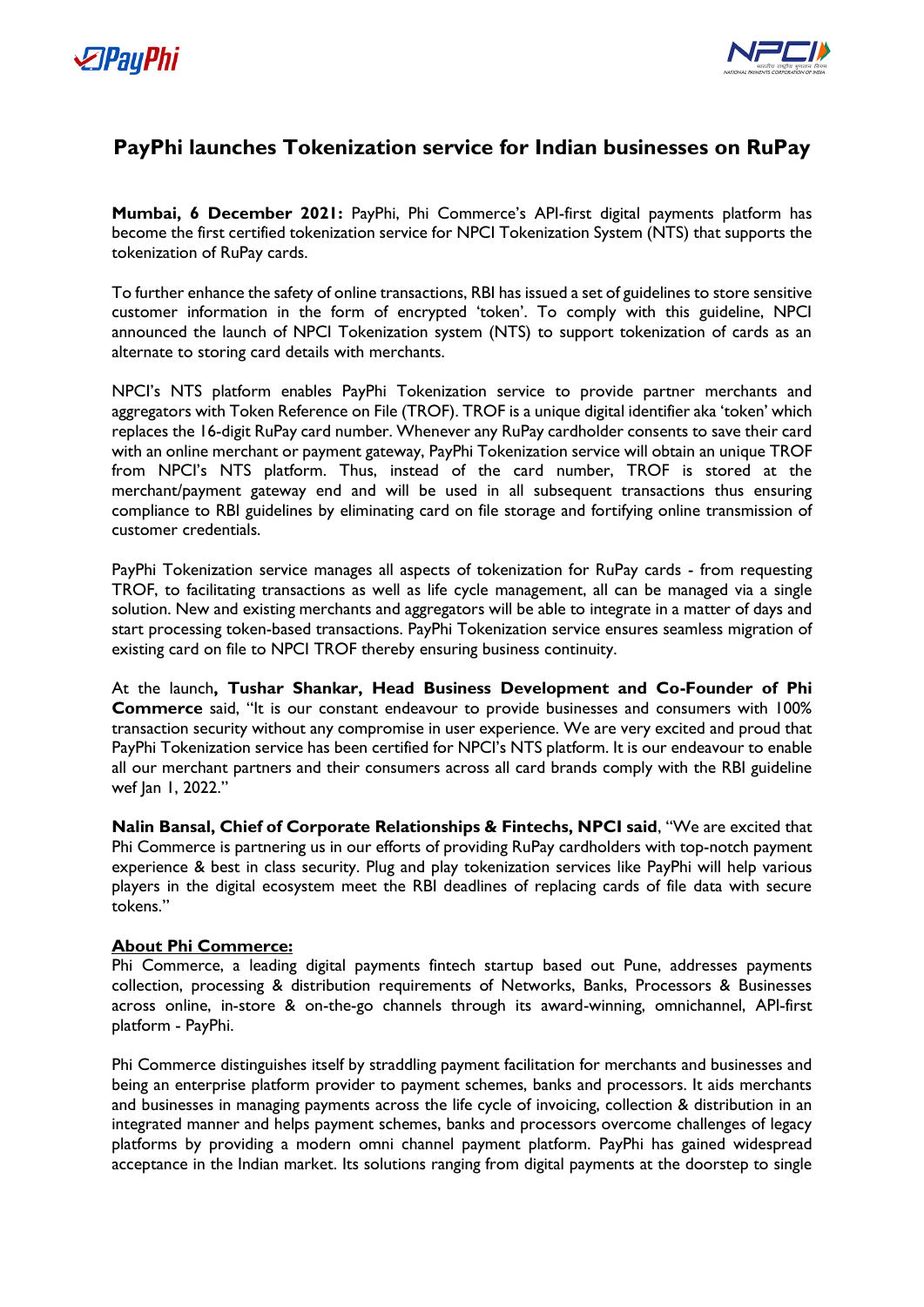# PayPhi launches Tokenization service for Indian businesses on RuPay

**Mumbai, 6 December 2021:** PayPhi, Phi Commerce's API-first digital payments platform has become the first certified tokenization service for NPCI Tokenization System (NTS) that supports the tokenization of RuPay cards.

To further enhance the safety of online transactions, RBI has issued a set of guidelines to store sensitive customer information in the form of encrypted 'token'. To comply with this guideline, NPCI announced the launch of NPCI Tokenization system (NTS) to support tokenization of cards as an alternate to storing card details with merchants.

NPCI's NTS platform enables PayPhi Tokenization service to provide partner merchants and aggregators with Token Reference on File (TROF). TROF is a unique digital identifier aka 'token' which replaces the 16-digit RuPay card number. Whenever any RuPay cardholder consents to save their card with an online merchant or payment gateway, PayPhi Tokenization service will obtain an unique TROF from NPCI's NTS platform. Thus, instead of the card number, TROF is stored at the merchant/payment gateway end and will be used in all subsequent transactions thus ensuring compliance to RBI guidelines by eliminating card on file storage and fortifying online transmission of customer credentials.

PayPhi Tokenization service manages all aspects of tokenization for RuPay cards - from requesting TROF, to facilitating transactions as well as life cycle management, all can be managed via a single solution. New and existing merchants and aggregators will be able to integrate in a matter of days and start processing token-based transactions. PayPhi Tokenization service ensures seamless migration of existing card on file to NPCI TROF thereby ensuring business continuity.

At the launch**, Tushar Shankar, Head Business Development and Co-Founder of Phi Commerce** said, "It is our constant endeavour to provide businesses and consumers with 100% transaction security without any compromise in user experience. We are very excited and proud that PayPhi Tokenization service has been certified for NPCI's NTS platform. It is our endeavour to enable all our merchant partners and their consumers across all card brands comply with the RBI guideline wef Jan 1, 2022."

**Nalin Bansal, Chief of Corporate Relationships & Fintechs, NPCI said**, "We are excited that Phi Commerce is partnering us in our efforts of providing RuPay cardholders with top-notch payment experience & best in class security. Plug and play tokenization services like PayPhi will help various players in the digital ecosystem meet the RBI deadlines of replacing cards of file data with secure tokens."

**<u>About Phi Commerce:</u>**

Phi Commerce, a leading digital payments fintech startup based out Pune, addresses payments collection, processing & distribution requirements of Networks, Banks, Processors & Businesses across online, in-store & on-the-go channels through its award-winning, omnichannel, API-first platform - PayPhi.

Phi Commerce distinguishes itself by straddling payment facilitation for merchants and businesses and being an enterprise platform provider to payment schemes, banks and processors. It aids merchants and businesses in managing payments across the life cycle of invoicing, collection & distribution in an integrated manner and helps payment schemes, banks and processors overcome challenges of legacy platforms by providing a modern omni channel payment platform. PayPhi has gained widespread acceptance in the Indian market. Its solutions ranging from digital payments at the doorstep to single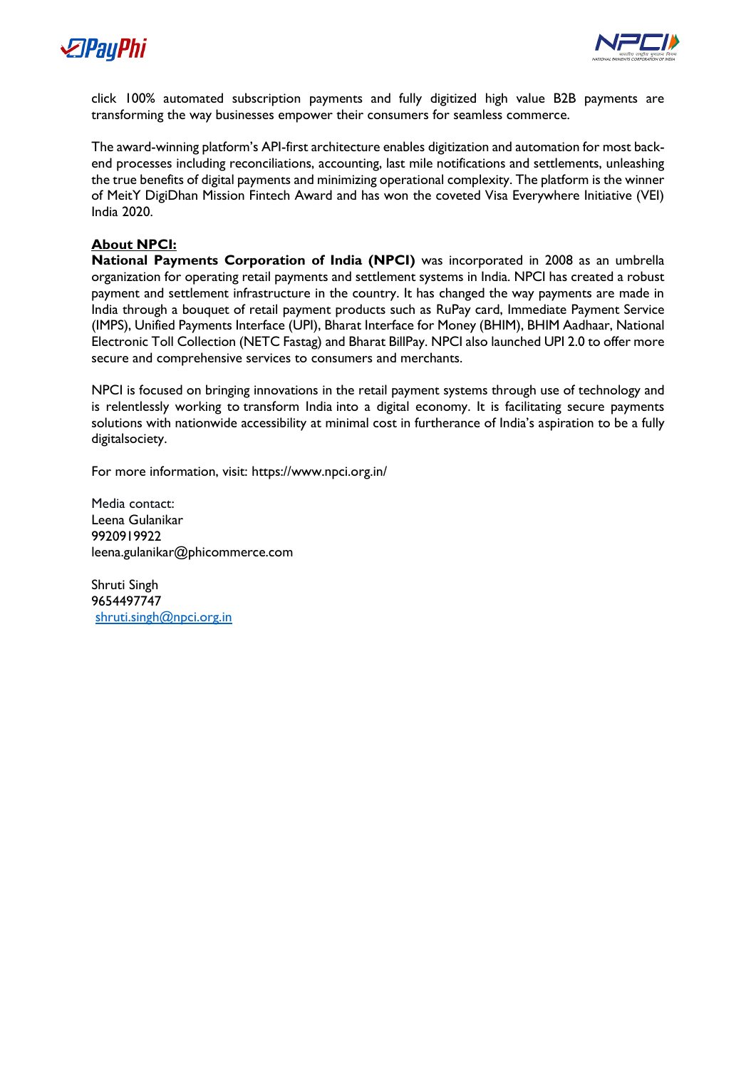click 100% automated subscription payments and fully digitized high value B2B payments are transforming the way businesses empower their consumers for seamless commerce.

The award-winning platform's API-first architecture enables digitization and automation for most back-end processes including reconciliations, accounting, last mile notifications and settlements, unleashing the true benefits of digital payments and minimizing operational complexity. The platform is the winner of MeitY DigiDhan Mission Fintech Award and has won the coveted Visa Everywhere Initiative (VEI) India 2020.

**About NPCI:**

**National Payments Corporation of India (NPCI)** was incorporated in 2008 as an umbrella organization for operating retail payments and settlement systems in India. NPCI has created a robust payment and settlement infrastructure in the country. It has changed the way payments are made in India through a bouquet of retail payment products such as RuPay card, Immediate Payment Service (IMPS), Unified Payments Interface (UPI), Bharat Interface for Money (BHIM), BHIM Aadhaar, National Electronic Toll Collection (NETC Fastag) and Bharat BillPay. NPCI also launched UPI 2.0 to offer more secure and comprehensive services to consumers and merchants.

NPCI is focused on bringing innovations in the retail payment systems through use of technology and is relentlessly working to transform India into a digital economy. It is facilitating secure payments solutions with nationwide accessibility at minimal cost in furtherance of India's aspiration to be a fully digitalsociety.

For more information, visit: https://www.npci.org.in/

Media contact:
Leena Gulanikar
9920919922
leena.gulanikar@phicommerce.com

Shruti Singh
9654497747
shruti.singh@npci.org.in